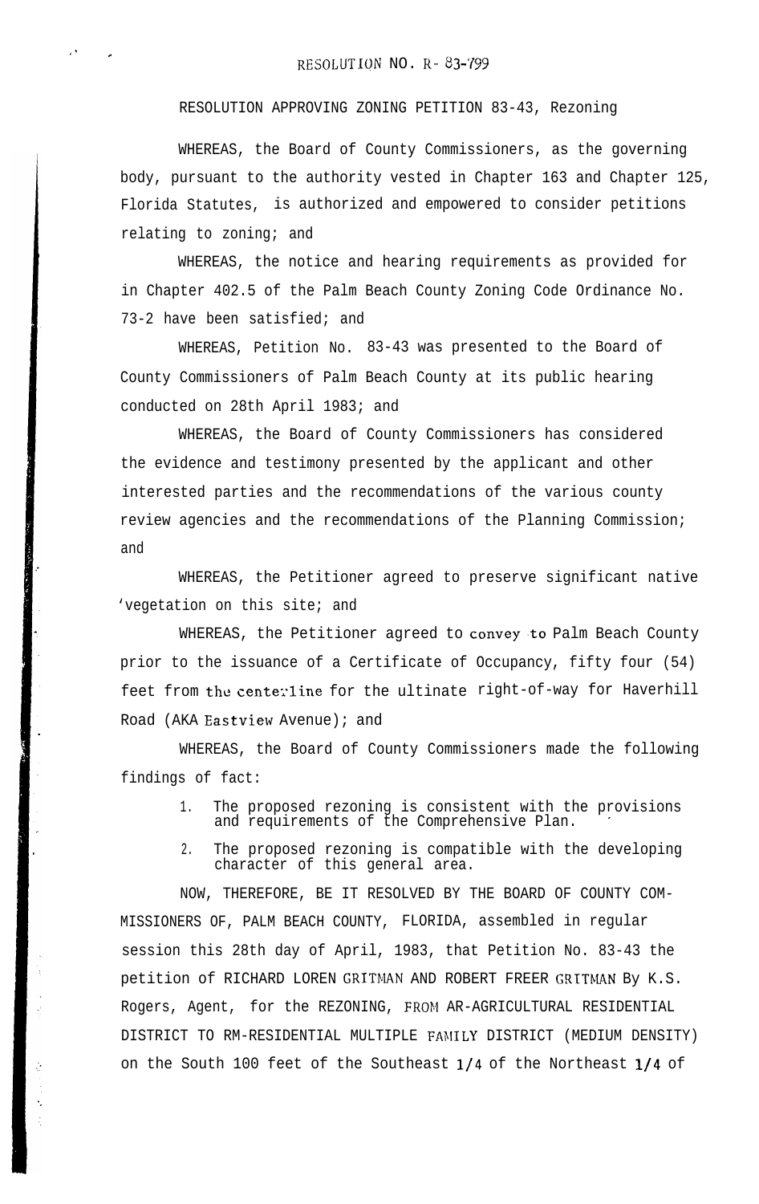RESOLUTION NO. R- 83-799

RESOLUTION APPROVING ZONING PETITION 83-43, Rezoning

WHEREAS, the Board of County Commissioners, as the governing body, pursuant to the authority vested in Chapter 163 and Chapter 125, Florida Statutes, is authorized and empowered to consider petitions relating to zoning; and

WHEREAS, the notice and hearing requirements as provided for in Chapter 402.5 of the Palm Beach County Zoning Code Ordinance No. 73-2 have been satisfied; and

WHEREAS, Petition No. 83-43 was presented to the Board of County Commissioners of Palm Beach County at its public hearing conducted on 28th April 1983; and

WHEREAS, the Board of County Commissioners has considered the evidence and testimony presented by the applicant and other interested parties and the recommendations of the various county review agencies and the recommendations of the Planning Commission; and

WHEREAS, the Petitioner agreed to preserve significant native 'vegetation on this site; and

WHEREAS, the Petitioner agreed to convey to Palm Beach County prior to the issuance of a Certificate of Occupancy, fifty four (54) feet from the centerline for the ultinate right-of-way for Haverhill Road (AKA Eastview Avenue); and

WHEREAS, the Board of County Commissioners made the following findings of fact:

1. The proposed rezoning is consistent with the provisions and requirements of the Comprehensive Plan.
2. The proposed rezoning is compatible with the developing character of this general area.

NOW, THEREFORE, BE IT RESOLVED BY THE BOARD OF COUNTY COMMISSIONERS OF, PALM BEACH COUNTY, FLORIDA, assembled in regular session this 28th day of April, 1983, that Petition No. 83-43 the petition of RICHARD LOREN GRITMAN AND ROBERT FREER GRITMAN By K.S. Rogers, Agent, for the REZONING, FROM AR-AGRICULTURAL RESIDENTIAL DISTRICT TO RM-RESIDENTIAL MULTIPLE FAMILY DISTRICT (MEDIUM DENSITY) on the South 100 feet of the Southeast 1/4 of the Northeast 1/4 of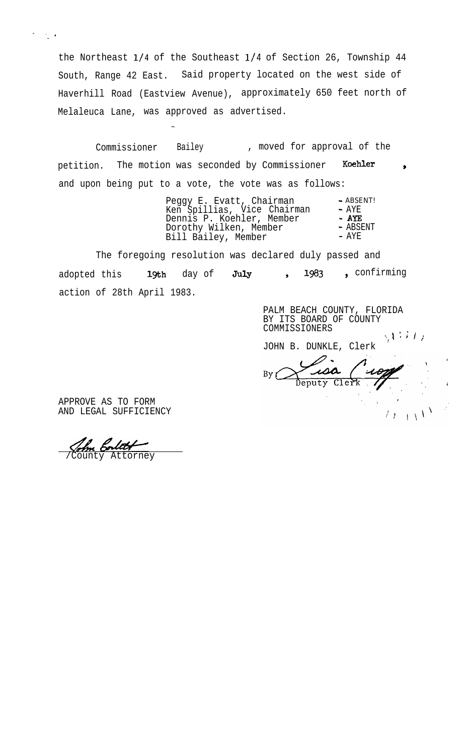the Northeast 1/4 of the Southeast 1/4 of Section 26, Township 44 South, Range 42 East. Said property located on the west side of Haverhill Road (Eastview Avenue), approximately 650 feet north of Melaleuca Lane, was approved as advertised.

Commissioner Bailey, moved for approval of the petition. The motion was seconded by Commissioner Koehler, and upon being put to a vote, the vote was as follows:

| | |
|---|---|
| Peggy E. Evatt, Chairman | - ABSENT! |
| Ken Spillias, Vice Chairman | - AYE |
| Dennis P. Koehler, Member | - AYE |
| Dorothy Wilken, Member | - ABSENT |
| Bill Bailey, Member | - AYE |

The foregoing resolution was declared duly passed and adopted this 19th day of July, 1983, confirming action of 28th April 1983.

PALM BEACH COUNTY, FLORIDA
BY ITS BOARD OF COUNTY
COMMISSIONERS

JOHN B. DUNKLE, Clerk

By Lisa Croy
Deputy Clerk

APPROVE AS TO FORM
AND LEGAL SUFFICIENCY

John Corlett
/County Attorney